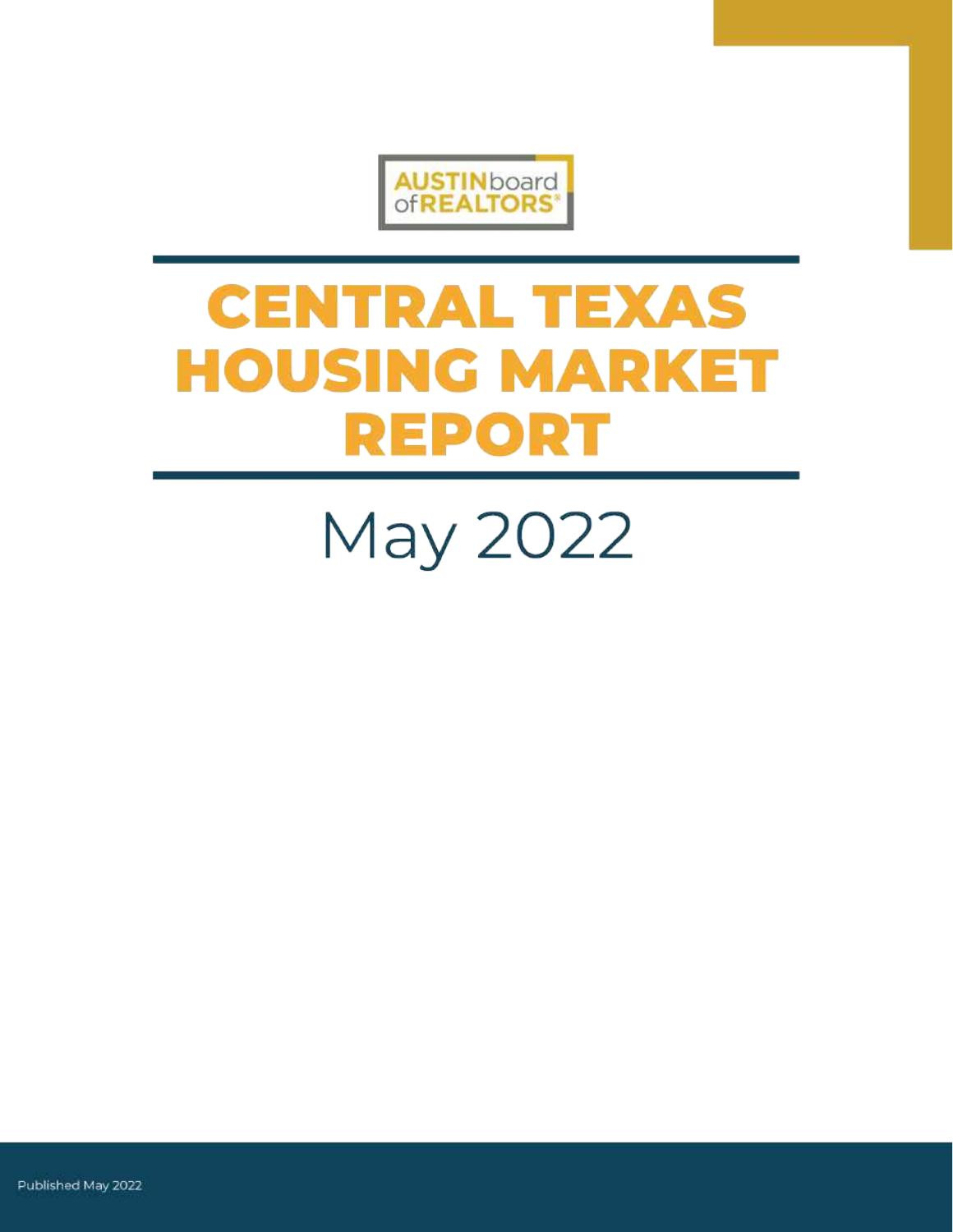AUSTIN board of REALTORS®

# CENTRAL TEXAS HOUSING MARKET REPORT

## May 2022

Published May 2022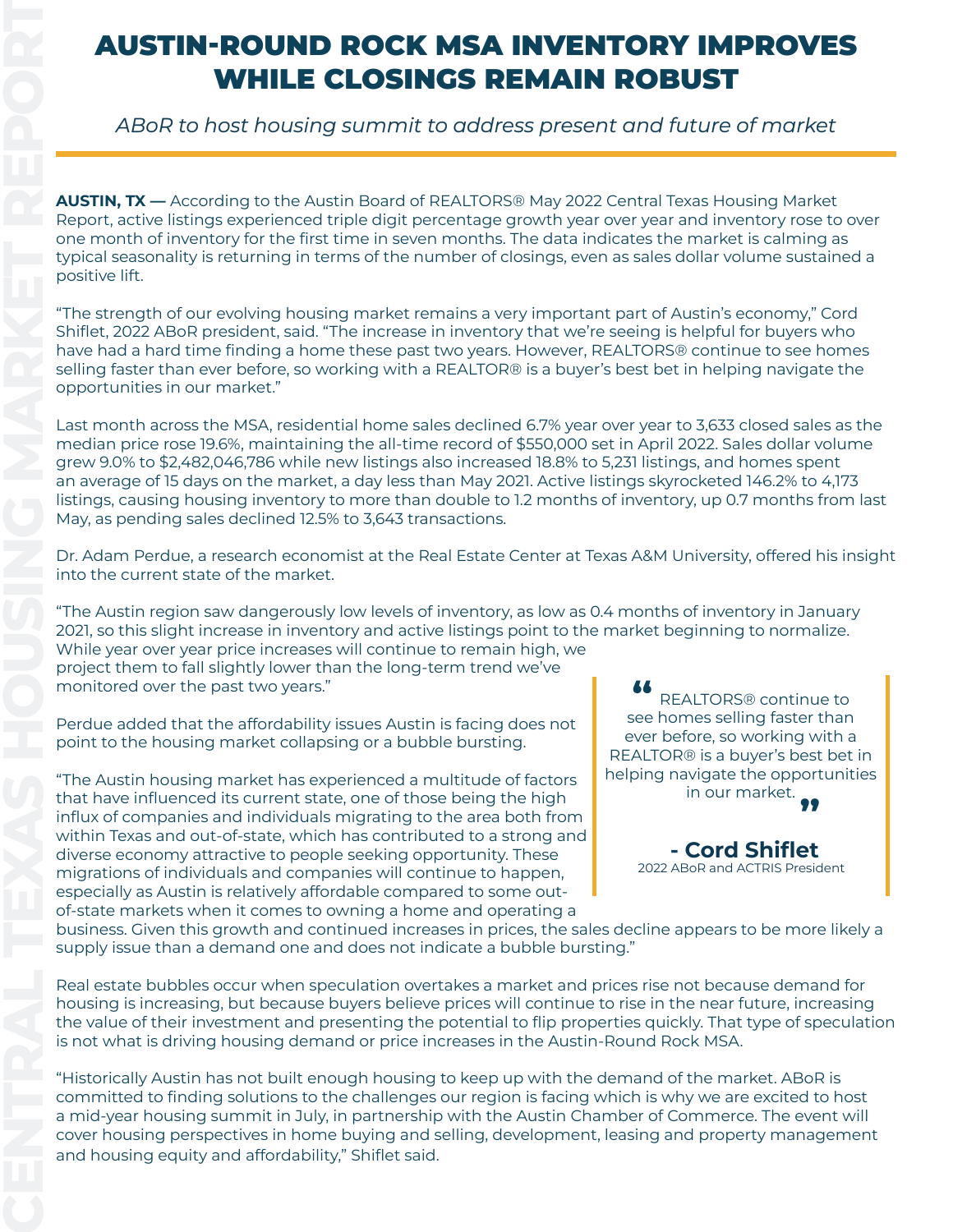# AUSTIN-ROUND ROCK MSA INVENTORY IMPROVES WHILE CLOSINGS REMAIN ROBUST

*ABoR to host housing summit to address present and future of market*

**AUSTIN, TX —** According to the Austin Board of REALTORS® May 2022 Central Texas Housing Market Report, active listings experienced triple digit percentage growth year over year and inventory rose to over one month of inventory for the first time in seven months. The data indicates the market is calming as typical seasonality is returning in terms of the number of closings, even as sales dollar volume sustained a positive lift.

"The strength of our evolving housing market remains a very important part of Austin's economy," Cord Shiflet, 2022 ABoR president, said. "The increase in inventory that we're seeing is helpful for buyers who have had a hard time finding a home these past two years. However, REALTORS® continue to see homes selling faster than ever before, so working with a REALTOR® is a buyer's best bet in helping navigate the opportunities in our market."

Last month across the MSA, residential home sales declined 6.7% year over year to 3,633 closed sales as the median price rose 19.6%, maintaining the all-time record of $550,000 set in April 2022. Sales dollar volume grew 9.0% to $2,482,046,786 while new listings also increased 18.8% to 5,231 listings, and homes spent an average of 15 days on the market, a day less than May 2021. Active listings skyrocketed 146.2% to 4,173 listings, causing housing inventory to more than double to 1.2 months of inventory, up 0.7 months from last May, as pending sales declined 12.5% to 3,643 transactions.

Dr. Adam Perdue, a research economist at the Real Estate Center at Texas A&M University, offered his insight into the current state of the market.

"The Austin region saw dangerously low levels of inventory, as low as 0.4 months of inventory in January 2021, so this slight increase in inventory and active listings point to the market beginning to normalize. While year over year price increases will continue to remain high, we project them to fall slightly lower than the long-term trend we've monitored over the past two years."

> "REALTORS® continue to see homes selling faster than ever before, so working with a REALTOR® is a buyer's best bet in helping navigate the opportunities in our market."
>
> **- Cord Shiflet**
> 2022 ABoR and ACTRIS President

Perdue added that the affordability issues Austin is facing does not point to the housing market collapsing or a bubble bursting.

"The Austin housing market has experienced a multitude of factors that have influenced its current state, one of those being the high influx of companies and individuals migrating to the area both from within Texas and out-of-state, which has contributed to a strong and diverse economy attractive to people seeking opportunity. These migrations of individuals and companies will continue to happen, especially as Austin is relatively affordable compared to some out-of-state markets when it comes to owning a home and operating a business. Given this growth and continued increases in prices, the sales decline appears to be more likely a supply issue than a demand one and does not indicate a bubble bursting."

Real estate bubbles occur when speculation overtakes a market and prices rise not because demand for housing is increasing, but because buyers believe prices will continue to rise in the near future, increasing the value of their investment and presenting the potential to flip properties quickly. That type of speculation is not what is driving housing demand or price increases in the Austin-Round Rock MSA.

"Historically Austin has not built enough housing to keep up with the demand of the market. ABoR is committed to finding solutions to the challenges our region is facing which is why we are excited to host a mid-year housing summit in July, in partnership with the Austin Chamber of Commerce. The event will cover housing perspectives in home buying and selling, development, leasing and property management and housing equity and affordability," Shiflet said.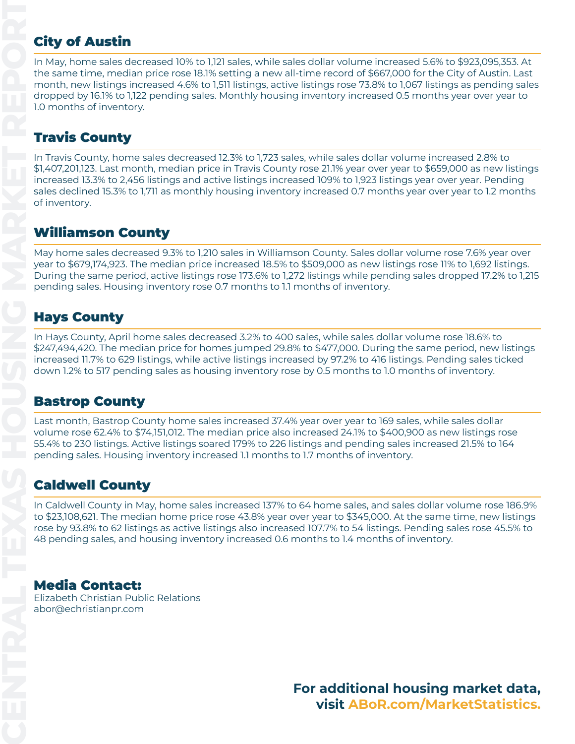## City of Austin

In May, home sales decreased 10% to 1,121 sales, while sales dollar volume increased 5.6% to $923,095,353. At the same time, median price rose 18.1% setting a new all-time record of $667,000 for the City of Austin. Last month, new listings increased 4.6% to 1,511 listings, active listings rose 73.8% to 1,067 listings as pending sales dropped by 16.1% to 1,122 pending sales. Monthly housing inventory increased 0.5 months year over year to 1.0 months of inventory.

## Travis County

In Travis County, home sales decreased 12.3% to 1,723 sales, while sales dollar volume increased 2.8% to $1,407,201,123. Last month, median price in Travis County rose 21.1% year over year to $659,000 as new listings increased 13.3% to 2,456 listings and active listings increased 109% to 1,923 listings year over year. Pending sales declined 15.3% to 1,711 as monthly housing inventory increased 0.7 months year over year to 1.2 months of inventory.

## Williamson County

May home sales decreased 9.3% to 1,210 sales in Williamson County. Sales dollar volume rose 7.6% year over year to $679,174,923. The median price increased 18.5% to $509,000 as new listings rose 11% to 1,692 listings. During the same period, active listings rose 173.6% to 1,272 listings while pending sales dropped 17.2% to 1,215 pending sales. Housing inventory rose 0.7 months to 1.1 months of inventory.

## Hays County

In Hays County, April home sales decreased 3.2% to 400 sales, while sales dollar volume rose 18.6% to $247,494,420. The median price for homes jumped 29.8% to $477,000. During the same period, new listings increased 11.7% to 629 listings, while active listings increased by 97.2% to 416 listings. Pending sales ticked down 1.2% to 517 pending sales as housing inventory rose by 0.5 months to 1.0 months of inventory.

## Bastrop County

Last month, Bastrop County home sales increased 37.4% year over year to 169 sales, while sales dollar volume rose 62.4% to $74,151,012. The median price also increased 24.1% to $400,900 as new listings rose 55.4% to 230 listings. Active listings soared 179% to 226 listings and pending sales increased 21.5% to 164 pending sales. Housing inventory increased 1.1 months to 1.7 months of inventory.

## Caldwell County

In Caldwell County in May, home sales increased 137% to 64 home sales, and sales dollar volume rose 186.9% to $23,108,621. The median home price rose 43.8% year over year to $345,000. At the same time, new listings rose by 93.8% to 62 listings as active listings also increased 107.7% to 54 listings. Pending sales rose 45.5% to 48 pending sales, and housing inventory increased 0.6 months to 1.4 months of inventory.

## Media Contact:

Elizabeth Christian Public Relations
abor@echristianpr.com

**For additional housing market data, visit ABoR.com/MarketStatistics.**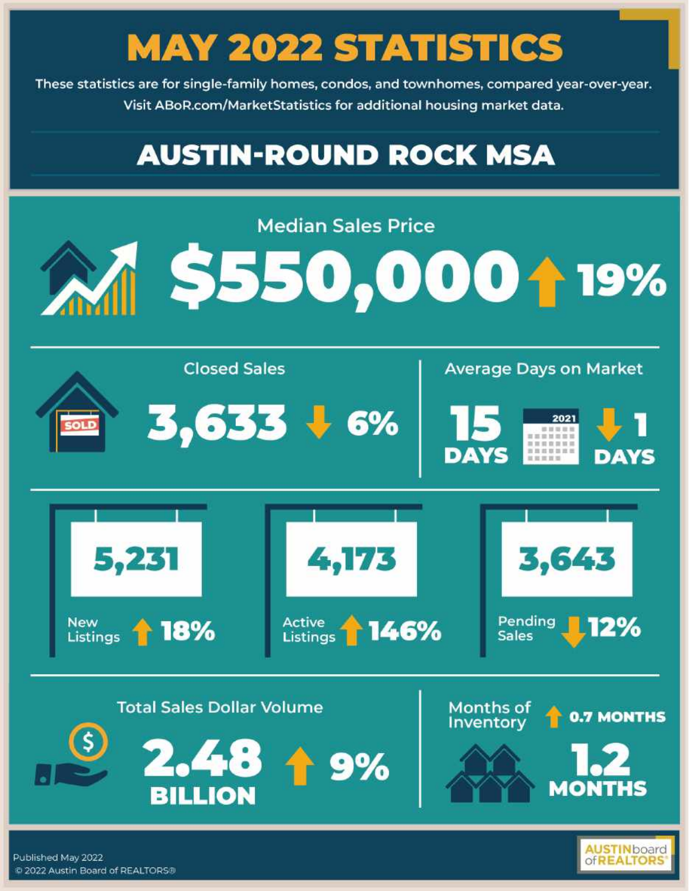# MAY 2022 STATISTICS

These statistics are for single-family homes, condos, and townhomes, compared year-over-year.
Visit ABoR.com/MarketStatistics for additional housing market data.

## AUSTIN-ROUND ROCK MSA

### Median Sales Price

**$550,000** ↑ 19%

### Closed Sales

**3,633** ↓ 6%

### Average Days on Market

**15 DAYS** (2021) ↓ 1 DAYS

### New Listings

**5,231** ↑ 18%

### Active Listings

**4,173** ↑ 146%

### Pending Sales

**3,643** ↓ 12%

### Total Sales Dollar Volume

**2.48 BILLION** ↑ 9%

### Months of Inventory

↑ 0.7 MONTHS

**1.2 MONTHS**

Published May 2022
© 2022 Austin Board of REALTORS®

AUSTIN board of REALTORS®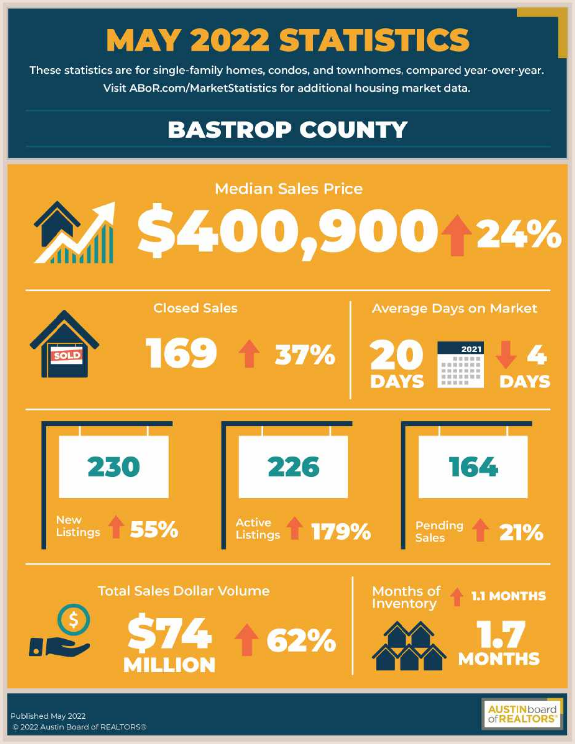# MAY 2022 STATISTICS

These statistics are for single-family homes, condos, and townhomes, compared year-over-year.
Visit ABoR.com/MarketStatistics for additional housing market data.

## BASTROP COUNTY

### Median Sales Price

**$400,900** ↑ 24%

### Closed Sales

**169** ↑ 37%

### Average Days on Market

**20 DAYS** ↓ 4 DAYS (vs. 2021)

### New Listings

**230** ↑ 55%

### Active Listings

**226** ↑ 179%

### Pending Sales

**164** ↑ 21%

### Total Sales Dollar Volume

**$74 MILLION** ↑ 62%

### Months of Inventory

**1.7 MONTHS** ↑ 1.1 MONTHS

Published May 2022
© 2022 Austin Board of REALTORS®

AUSTIN board of REALTORS®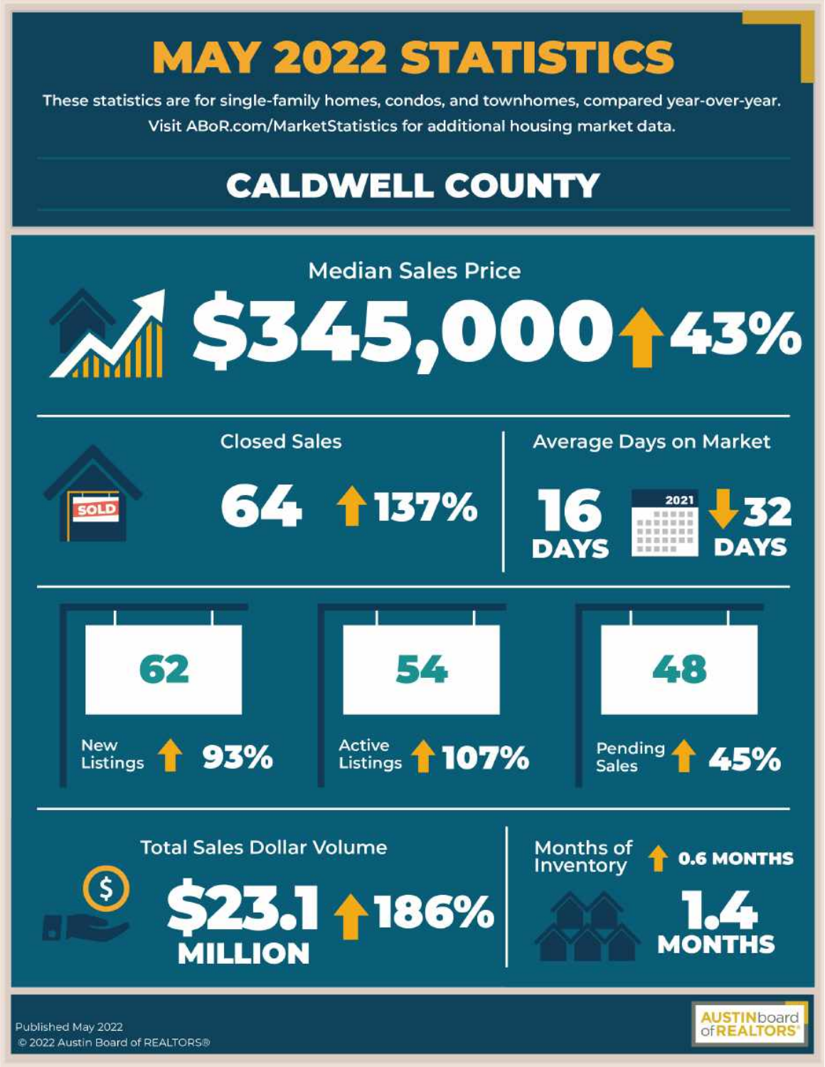# MAY 2022 STATISTICS

These statistics are for single-family homes, condos, and townhomes, compared year-over-year.
Visit ABoR.com/MarketStatistics for additional housing market data.

## CALDWELL COUNTY

### Median Sales Price

**$345,000** ↑ **43%**

### Closed Sales

**64** ↑ **137%**

### Average Days on Market

**16 DAYS** | 2021: ↓ **32 DAYS**

### New Listings

**62** ↑ **93%**

### Active Listings

**54** ↑ **107%**

### Pending Sales

**48** ↑ **45%**

### Total Sales Dollar Volume

**$23.1 MILLION** ↑ **186%**

### Months of Inventory

↑ **0.6 MONTHS**

**1.4 MONTHS**

Published May 2022
© 2022 Austin Board of REALTORS®

AUSTIN board of REALTORS®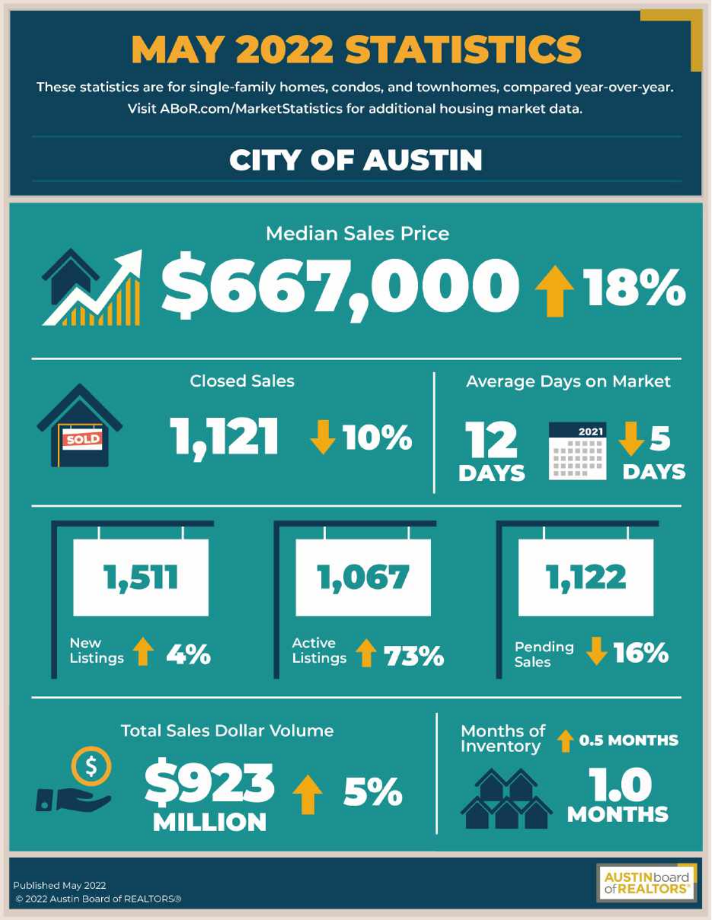# MAY 2022 STATISTICS

These statistics are for single-family homes, condos, and townhomes, compared year-over-year.
Visit ABoR.com/MarketStatistics for additional housing market data.

## CITY OF AUSTIN

### Median Sales Price

**$667,000** ↑ 18%

### Closed Sales

**1,121** ↓ 10%

### Average Days on Market

**12 DAYS** — 2021 ↓ 5 DAYS

### New Listings

**1,511** ↑ 4%

### Active Listings

**1,067** ↑ 73%

### Pending Sales

**1,122** ↓ 16%

### Total Sales Dollar Volume

**$923 MILLION** ↑ 5%

### Months of Inventory

↑ 0.5 MONTHS

**1.0 MONTHS**

Published May 2022
© 2022 Austin Board of REALTORS®

AUSTIN board of REALTORS®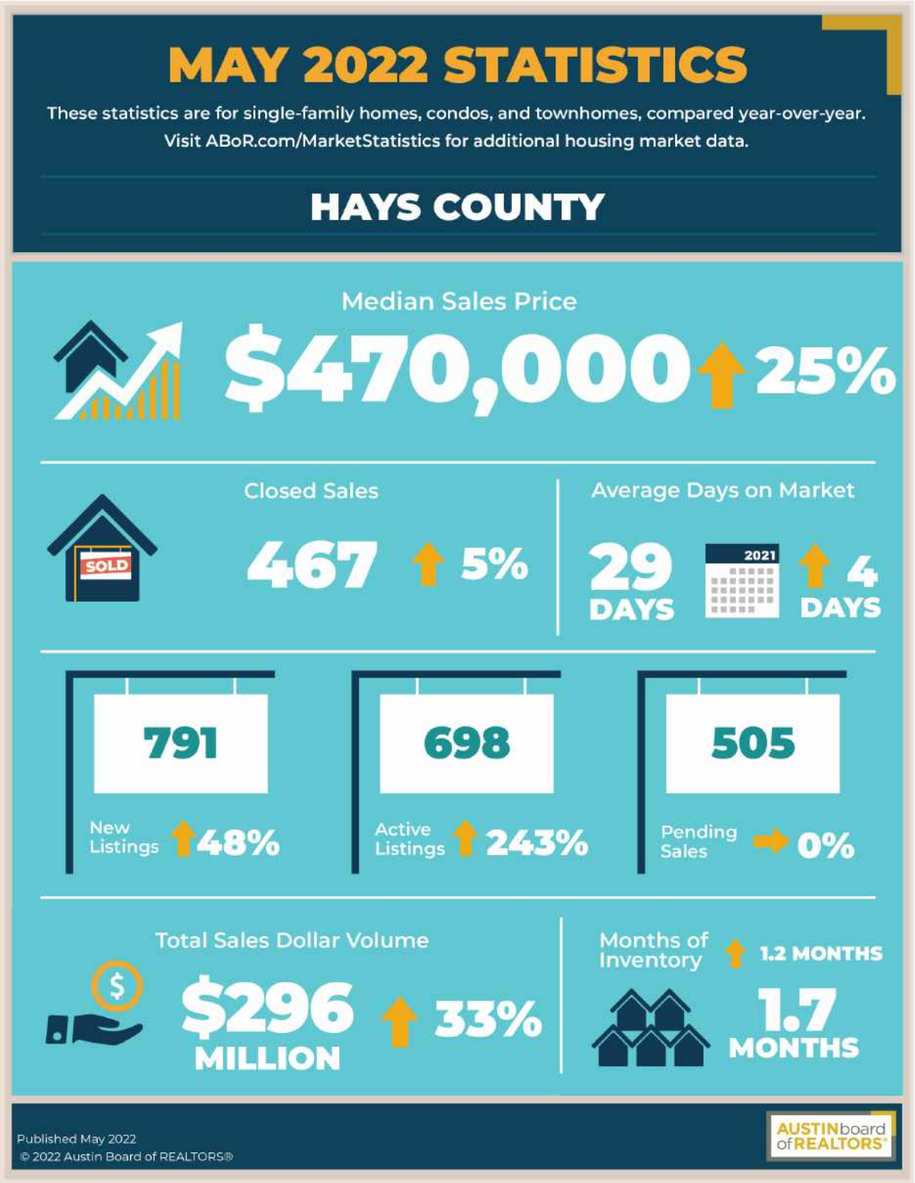# MAY 2022 STATISTICS

These statistics are for single-family homes, condos, and townhomes, compared year-over-year.
Visit ABoR.com/MarketStatistics for additional housing market data.

## HAYS COUNTY

### Median Sales Price

**$470,000** ↑ 25%

### Closed Sales

**467** ↑ 5%

### Average Days on Market

**29 DAYS** 2021 ↑ 4 DAYS

**791** New Listings ↑ 48%

**698** Active Listings ↑ 243%

**505** Pending Sales → 0%

### Total Sales Dollar Volume

**$296 MILLION** ↑ 33%

### Months of Inventory

↑ 1.2 MONTHS

**1.7 MONTHS**

Published May 2022
© 2022 Austin Board of REALTORS®

AUSTIN board of REALTORS®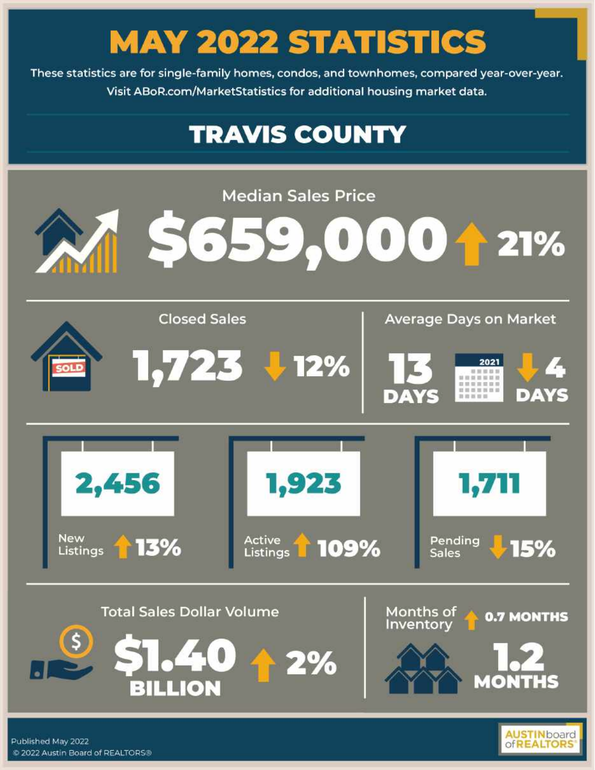# MAY 2022 STATISTICS

These statistics are for single-family homes, condos, and townhomes, compared year-over-year.
Visit ABoR.com/MarketStatistics for additional housing market data.

## TRAVIS COUNTY

### Median Sales Price

**$659,000** ↑ 21%

### Closed Sales

**1,723** ↓ 12%

### Average Days on Market

**13 DAYS** (2021) ↓ 4 DAYS

### New Listings

**2,456** ↑ 13%

### Active Listings

**1,923** ↑ 109%

### Pending Sales

**1,711** ↓ 15%

### Total Sales Dollar Volume

**$1.40 BILLION** ↑ 2%

### Months of Inventory

↑ 0.7 MONTHS

**1.2 MONTHS**

Published May 2022

© 2022 Austin Board of REALTORS®

AUSTIN board of REALTORS®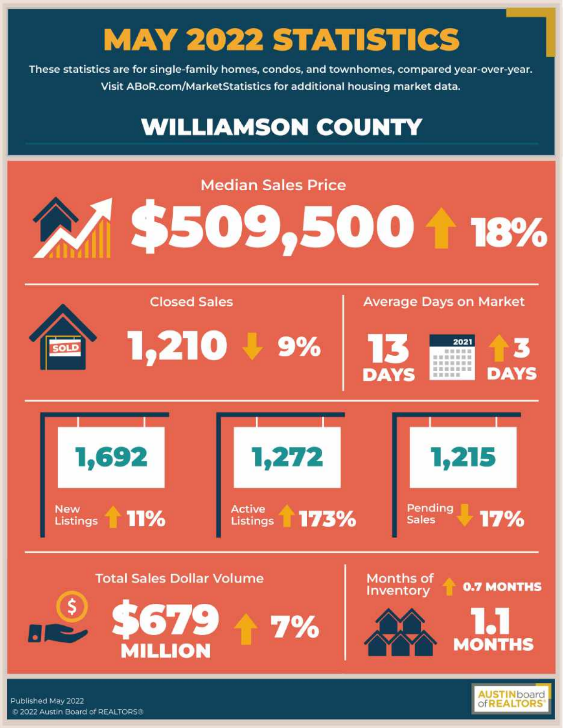# MAY 2022 STATISTICS

These statistics are for single-family homes, condos, and townhomes, compared year-over-year.
Visit ABoR.com/MarketStatistics for additional housing market data.

## WILLIAMSON COUNTY

### Median Sales Price

**$509,500** ↑ 18%

### Closed Sales

**1,210** ↓ 9%

### Average Days on Market

**13 DAYS** 2021 ↑ 3 DAYS

**1,692**
New Listings ↑ 11%

**1,272**
Active Listings ↑ 173%

**1,215**
Pending Sales ↓ 17%

### Total Sales Dollar Volume

**$679 MILLION** ↑ 7%

### Months of Inventory

↑ 0.7 MONTHS

**1.1 MONTHS**

Published May 2022
© 2022 Austin Board of REALTORS®

AUSTIN board of REALTORS®